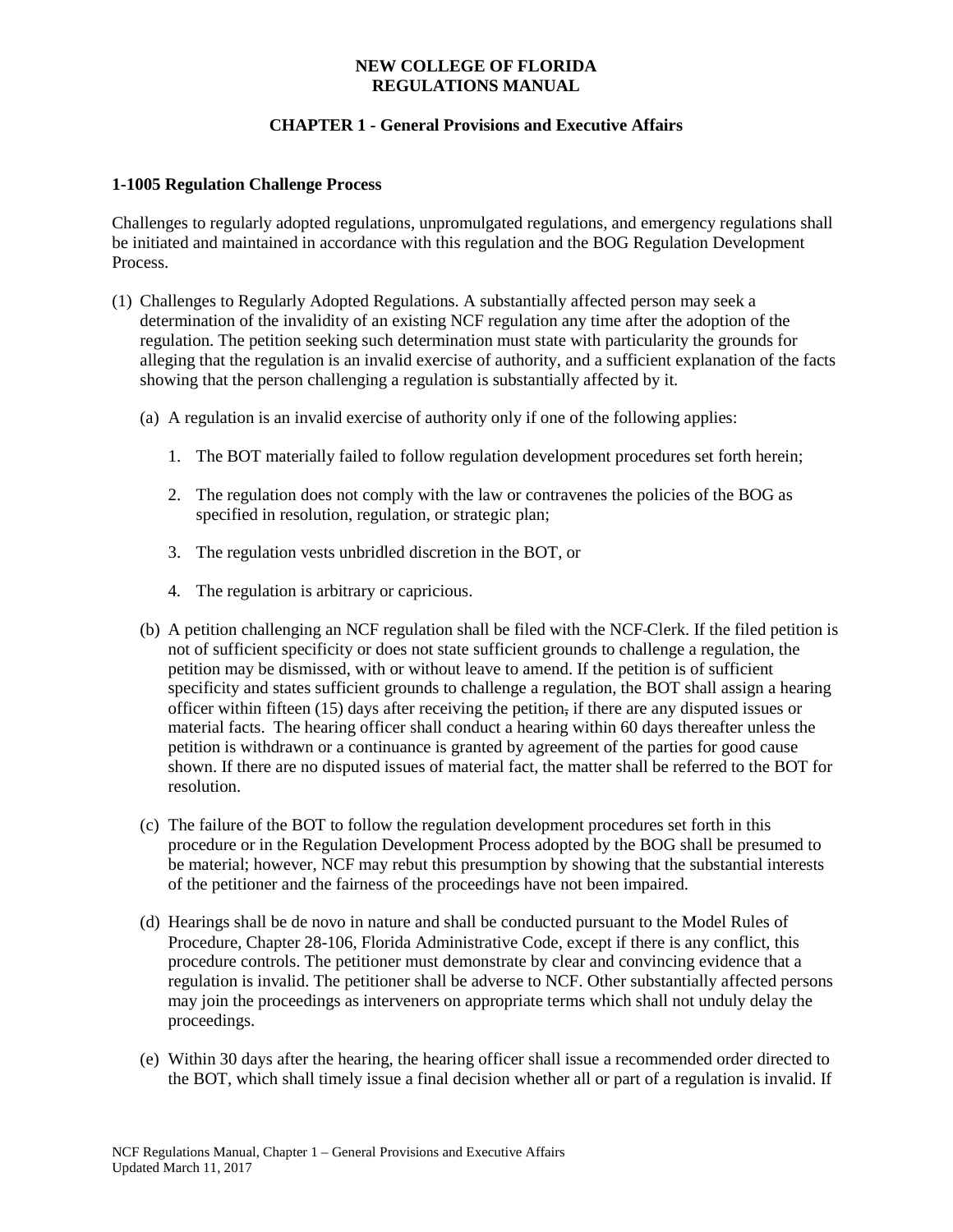**NEW COLLEGE OF FLORIDA**
**REGULATIONS MANUAL**

**CHAPTER 1 - General Provisions and Executive Affairs**

**1-1005 Regulation Challenge Process**

Challenges to regularly adopted regulations, unpromulgated regulations, and emergency regulations shall be initiated and maintained in accordance with this regulation and the BOG Regulation Development Process.

(1) Challenges to Regularly Adopted Regulations. A substantially affected person may seek a determination of the invalidity of an existing NCF regulation any time after the adoption of the regulation. The petition seeking such determination must state with particularity the grounds for alleging that the regulation is an invalid exercise of authority, and a sufficient explanation of the facts showing that the person challenging a regulation is substantially affected by it.

   (a) A regulation is an invalid exercise of authority only if one of the following applies:

      1. The BOT materially failed to follow regulation development procedures set forth herein;

      2. The regulation does not comply with the law or contravenes the policies of the BOG as specified in resolution, regulation, or strategic plan;

      3. The regulation vests unbridled discretion in the BOT, or

      4. The regulation is arbitrary or capricious.

   (b) A petition challenging an NCF regulation shall be filed with the NCF Clerk. If the filed petition is not of sufficient specificity or does not state sufficient grounds to challenge a regulation, the petition may be dismissed, with or without leave to amend. If the petition is of sufficient specificity and states sufficient grounds to challenge a regulation, the BOT shall assign a hearing officer within fifteen (15) days after receiving the petition, if there are any disputed issues or material facts. The hearing officer shall conduct a hearing within 60 days thereafter unless the petition is withdrawn or a continuance is granted by agreement of the parties for good cause shown. If there are no disputed issues of material fact, the matter shall be referred to the BOT for resolution.

   (c) The failure of the BOT to follow the regulation development procedures set forth in this procedure or in the Regulation Development Process adopted by the BOG shall be presumed to be material; however, NCF may rebut this presumption by showing that the substantial interests of the petitioner and the fairness of the proceedings have not been impaired.

   (d) Hearings shall be de novo in nature and shall be conducted pursuant to the Model Rules of Procedure, Chapter 28-106, Florida Administrative Code, except if there is any conflict, this procedure controls. The petitioner must demonstrate by clear and convincing evidence that a regulation is invalid. The petitioner shall be adverse to NCF. Other substantially affected persons may join the proceedings as interveners on appropriate terms which shall not unduly delay the proceedings.

   (e) Within 30 days after the hearing, the hearing officer shall issue a recommended order directed to the BOT, which shall timely issue a final decision whether all or part of a regulation is invalid. If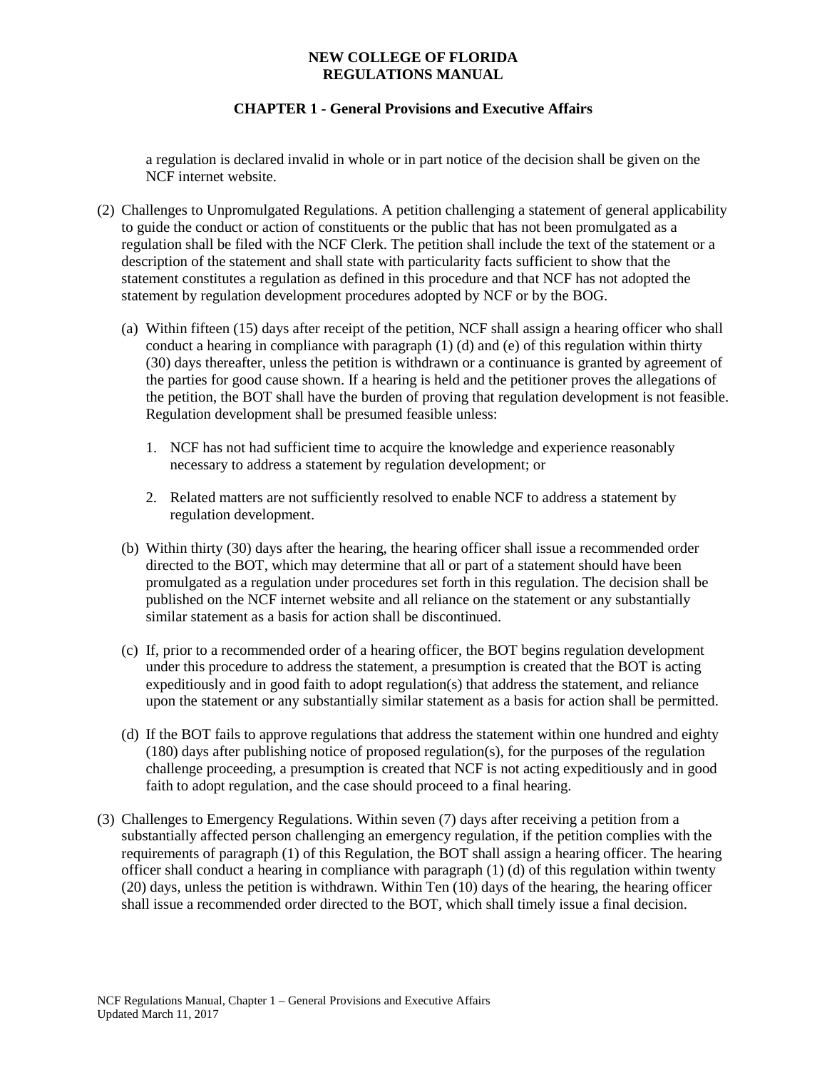a regulation is declared invalid in whole or in part notice of the decision shall be given on the NCF internet website.

(2) Challenges to Unpromulgated Regulations. A petition challenging a statement of general applicability to guide the conduct or action of constituents or the public that has not been promulgated as a regulation shall be filed with the NCF Clerk. The petition shall include the text of the statement or a description of the statement and shall state with particularity facts sufficient to show that the statement constitutes a regulation as defined in this procedure and that NCF has not adopted the statement by regulation development procedures adopted by NCF or by the BOG.

   (a) Within fifteen (15) days after receipt of the petition, NCF shall assign a hearing officer who shall conduct a hearing in compliance with paragraph (1) (d) and (e) of this regulation within thirty (30) days thereafter, unless the petition is withdrawn or a continuance is granted by agreement of the parties for good cause shown. If a hearing is held and the petitioner proves the allegations of the petition, the BOT shall have the burden of proving that regulation development is not feasible. Regulation development shall be presumed feasible unless:

      1. NCF has not had sufficient time to acquire the knowledge and experience reasonably necessary to address a statement by regulation development; or

      2. Related matters are not sufficiently resolved to enable NCF to address a statement by regulation development.

   (b) Within thirty (30) days after the hearing, the hearing officer shall issue a recommended order directed to the BOT, which may determine that all or part of a statement should have been promulgated as a regulation under procedures set forth in this regulation. The decision shall be published on the NCF internet website and all reliance on the statement or any substantially similar statement as a basis for action shall be discontinued.

   (c) If, prior to a recommended order of a hearing officer, the BOT begins regulation development under this procedure to address the statement, a presumption is created that the BOT is acting expeditiously and in good faith to adopt regulation(s) that address the statement, and reliance upon the statement or any substantially similar statement as a basis for action shall be permitted.

   (d) If the BOT fails to approve regulations that address the statement within one hundred and eighty (180) days after publishing notice of proposed regulation(s), for the purposes of the regulation challenge proceeding, a presumption is created that NCF is not acting expeditiously and in good faith to adopt regulation, and the case should proceed to a final hearing.

(3) Challenges to Emergency Regulations. Within seven (7) days after receiving a petition from a substantially affected person challenging an emergency regulation, if the petition complies with the requirements of paragraph (1) of this Regulation, the BOT shall assign a hearing officer. The hearing officer shall conduct a hearing in compliance with paragraph (1) (d) of this regulation within twenty (20) days, unless the petition is withdrawn. Within Ten (10) days of the hearing, the hearing officer shall issue a recommended order directed to the BOT, which shall timely issue a final decision.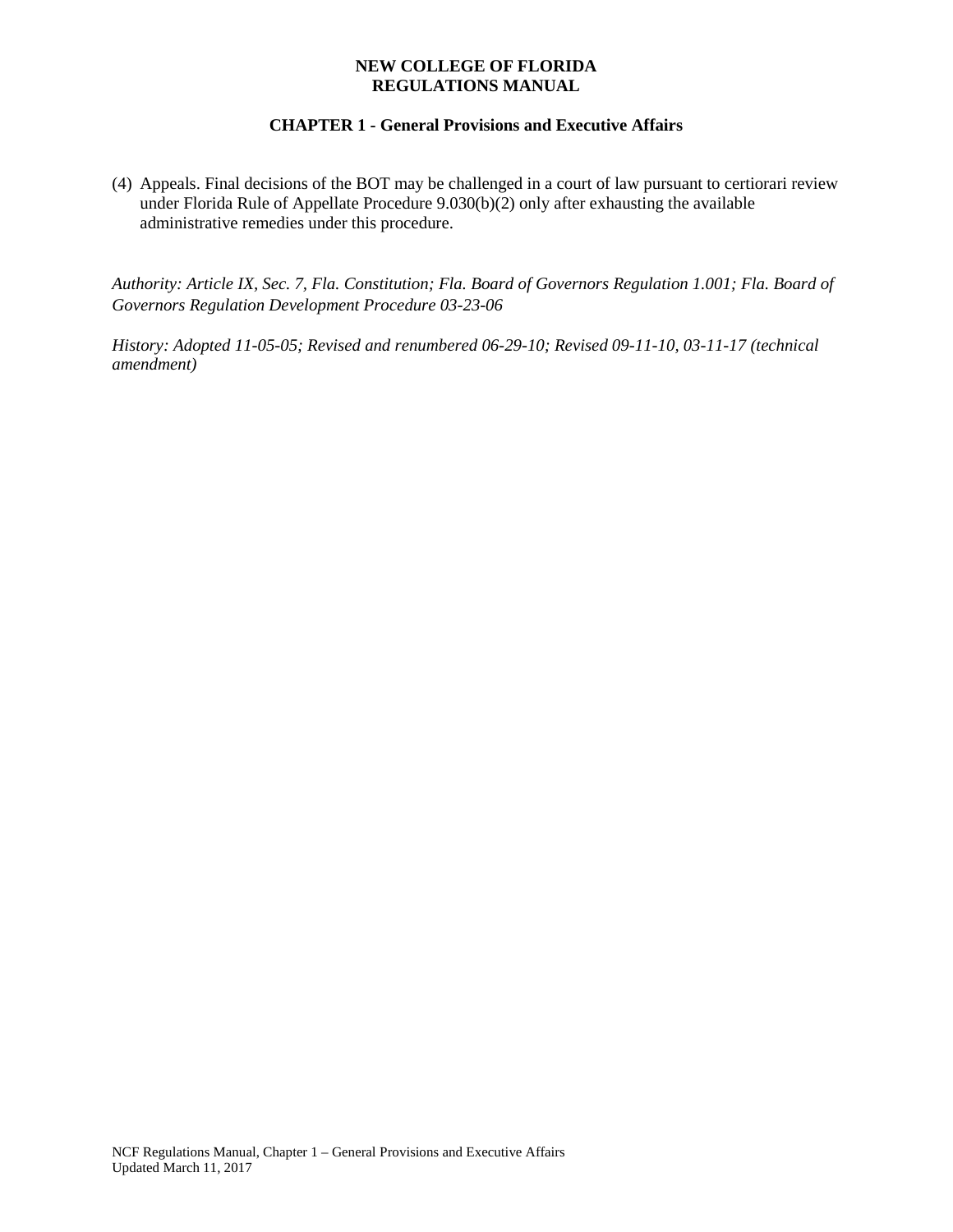(4) Appeals. Final decisions of the BOT may be challenged in a court of law pursuant to certiorari review under Florida Rule of Appellate Procedure 9.030(b)(2) only after exhausting the available administrative remedies under this procedure.

*Authority: Article IX, Sec. 7, Fla. Constitution; Fla. Board of Governors Regulation 1.001; Fla. Board of Governors Regulation Development Procedure 03-23-06*

*History: Adopted 11-05-05; Revised and renumbered 06-29-10; Revised 09-11-10, 03-11-17 (technical amendment)*